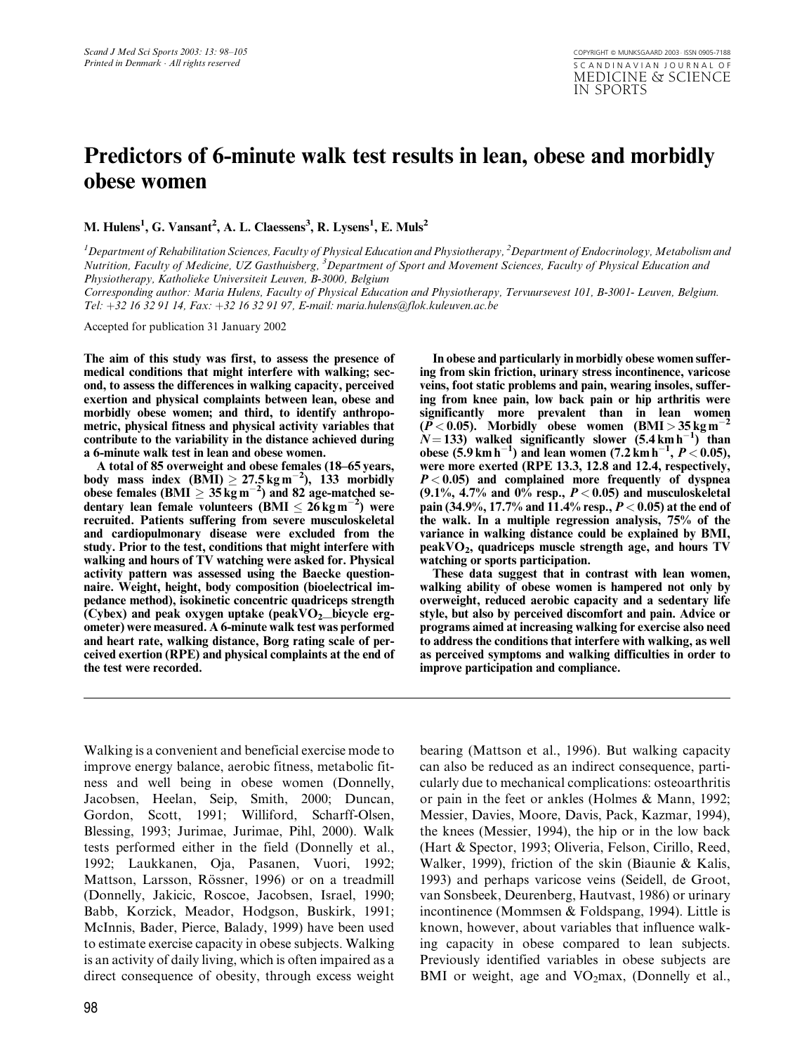# Predictors of 6-minute walk test results in lean, obese and morbidly obese women

**M. Hulens[1], G. Vansant[2], A. L. Claessens[3], R. Lysens[1], E. Muls[2]**

*[1]Department of Rehabilitation Sciences, Faculty of Physical Education and Physiotherapy, [2]Department of Endocrinology, Metabolism and Nutrition, Faculty of Medicine, UZ Gasthuisberg, [3]Department of Sport and Movement Sciences, Faculty of Physical Education and Physiotherapy, Katholieke Universiteit Leuven, B-3000, Belgium*

*Corresponding author: Maria Hulens, Faculty of Physical Education and Physiotherapy, Tervuursevest 101, B-3001- Leuven, Belgium. Tel: +32 16 32 91 14, Fax: +32 16 32 91 97, E-mail: maria.hulens@flok.kuleuven.ac.be*

Accepted for publication 31 January 2002

**The aim of this study was first, to assess the presence of medical conditions that might interfere with walking; second, to assess the differences in walking capacity, perceived exertion and physical complaints between lean, obese and morbidly obese women; and third, to identify anthropometric, physical fitness and physical activity variables that contribute to the variability in the distance achieved during a 6-minute walk test in lean and obese women.**

**A total of 85 overweight and obese females (18–65 years, body mass index (BMI) $\geq 27.5\,\mathrm{kg\,m^{-2}}$), 133 morbidly obese females (BMI $\geq 35\,\mathrm{kg\,m^{-2}}$) and 82 age-matched sedentary lean female volunteers (BMI $\leq 26\,\mathrm{kg\,m^{-2}}$) were recruited. Patients suffering from severe musculoskeletal and cardiopulmonary disease were excluded from the study. Prior to the test, conditions that might interfere with walking and hours of TV watching were asked for. Physical activity pattern was assessed using the Baecke questionnaire. Weight, height, body composition (bioelectrical impedance method), isokinetic concentric quadriceps strength (Cybex) and peak oxygen uptake (peak$VO_2$\_bicycle ergometer) were measured. A 6-minute walk test was performed and heart rate, walking distance, Borg rating scale of perceived exertion (RPE) and physical complaints at the end of the test were recorded.**

**In obese and particularly in morbidly obese women suffering from skin friction, urinary stress incontinence, varicose veins, foot static problems and pain, wearing insoles, suffering from knee pain, low back pain or hip arthritis were significantly more prevalent than in lean women ($P < 0.05$). Morbidly obese women (BMI $> 35\,\mathrm{kg\,m^{-2}}$ $N = 133$) walked significantly slower ($5.4\,\mathrm{km\,h^{-1}}$) than obese ($5.9\,\mathrm{km\,h^{-1}}$) and lean women ($7.2\,\mathrm{km\,h^{-1}}$, $P < 0.05$), were more exerted (RPE 13.3, 12.8 and 12.4, respectively, $P < 0.05$) and complained more frequently of dyspnea (9.1%, 4.7% and 0% resp., $P < 0.05$) and musculoskeletal pain (34.9%, 17.7% and 11.4% resp., $P < 0.05$) at the end of the walk. In a multiple regression analysis, 75% of the variance in walking distance could be explained by BMI, peak$VO_2$, quadriceps muscle strength age, and hours TV watching or sports participation.**

**These data suggest that in contrast with lean women, walking ability of obese women is hampered not only by overweight, reduced aerobic capacity and a sedentary life style, but also by perceived discomfort and pain. Advice or programs aimed at increasing walking for exercise also need to address the conditions that interfere with walking, as well as perceived symptoms and walking difficulties in order to improve participation and compliance.**

Walking is a convenient and beneficial exercise mode to improve energy balance, aerobic fitness, metabolic fitness and well being in obese women (Donnelly, Jacobsen, Heelan, Seip, Smith, 2000; Duncan, Gordon, Scott, 1991; Williford, Scharff-Olsen, Blessing, 1993; Jurimae, Jurimae, Pihl, 2000). Walk tests performed either in the field (Donnelly et al., 1992; Laukkanen, Oja, Pasanen, Vuori, 1992; Mattson, Larsson, Rössner, 1996) or on a treadmill (Donnelly, Jakicic, Roscoe, Jacobsen, Israel, 1990; Babb, Korzick, Meador, Hodgson, Buskirk, 1991; McInnis, Bader, Pierce, Balady, 1999) have been used to estimate exercise capacity in obese subjects. Walking is an activity of daily living, which is often impaired as a direct consequence of obesity, through excess weight bearing (Mattson et al., 1996). But walking capacity can also be reduced as an indirect consequence, particularly due to mechanical complications: osteoarthritis or pain in the feet or ankles (Holmes & Mann, 1992; Messier, Davies, Moore, Davis, Pack, Kazmar, 1994), the knees (Messier, 1994), the hip or in the low back (Hart & Spector, 1993; Oliveria, Felson, Cirillo, Reed, Walker, 1999), friction of the skin (Biaunie & Kalis, 1993) and perhaps varicose veins (Seidell, de Groot, van Sonsbeek, Deurenberg, Hautvast, 1986) or urinary incontinence (Mommsen & Foldspang, 1994). Little is known, however, about variables that influence walking capacity in obese compared to lean subjects. Previously identified variables in obese subjects are BMI or weight, age and $VO_2$max, (Donnelly et al.,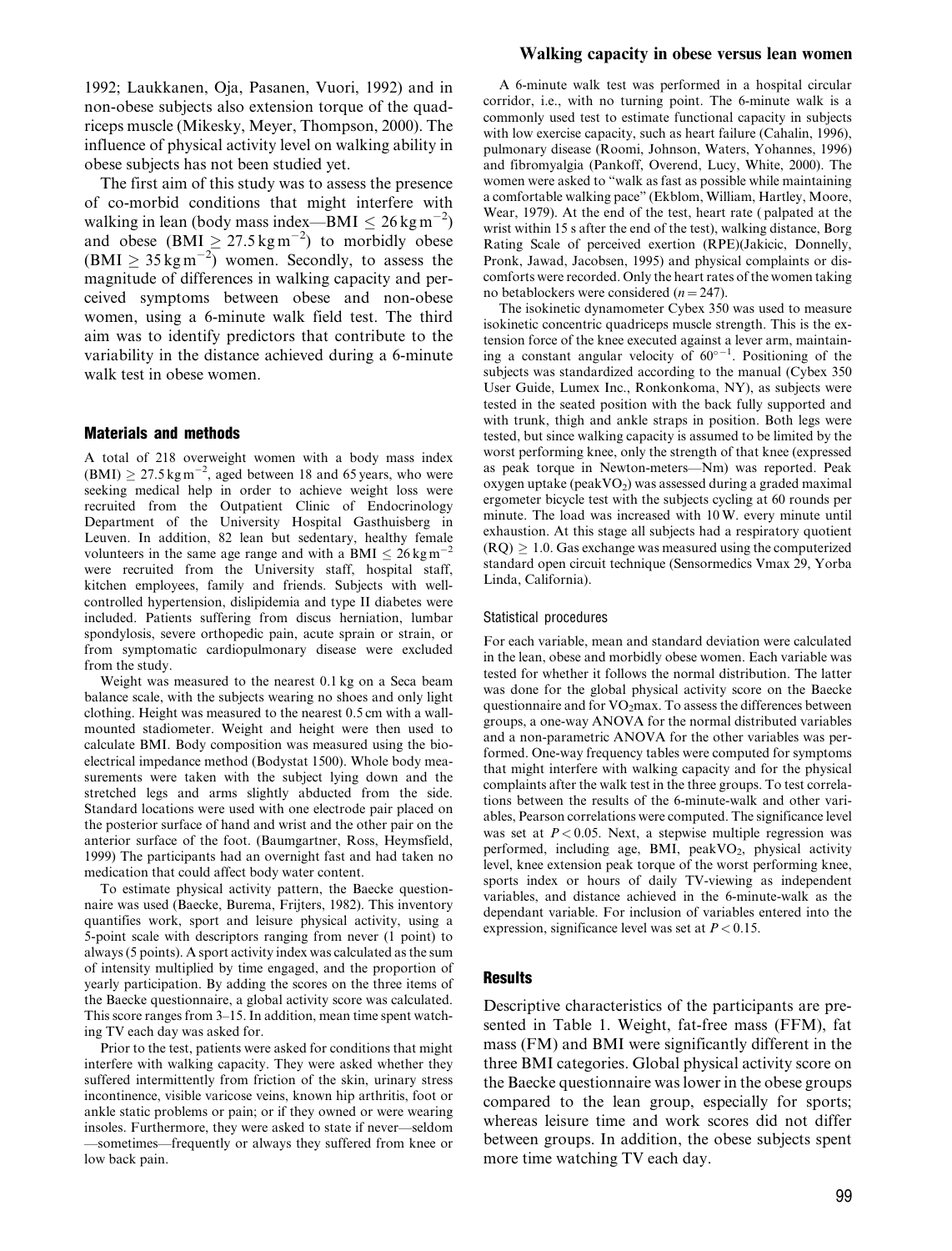1992; Laukkanen, Oja, Pasanen, Vuori, 1992) and in non-obese subjects also extension torque of the quadriceps muscle (Mikesky, Meyer, Thompson, 2000). The influence of physical activity level on walking ability in obese subjects has not been studied yet.

The first aim of this study was to assess the presence of co-morbid conditions that might interfere with walking in lean (body mass index—BMI $\leq 26\,\mathrm{kg\,m^{-2}}$) and obese (BMI $\geq 27.5\,\mathrm{kg\,m^{-2}}$) to morbidly obese (BMI $\geq 35\,\mathrm{kg\,m^{-2}}$) women. Secondly, to assess the magnitude of differences in walking capacity and perceived symptoms between obese and non-obese women, using a 6-minute walk field test. The third aim was to identify predictors that contribute to the variability in the distance achieved during a 6-minute walk test in obese women.

## Materials and methods

A total of 218 overweight women with a body mass index (BMI) $\geq 27.5\,\mathrm{kg\,m^{-2}}$, aged between 18 and 65 years, who were seeking medical help in order to achieve weight loss were recruited from the Outpatient Clinic of Endocrinology Department of the University Hospital Gasthuisberg in Leuven. In addition, 82 lean but sedentary, healthy female volunteers in the same age range and with a BMI $\leq 26\,\mathrm{kg\,m^{-2}}$ were recruited from the University staff, hospital staff, kitchen employees, family and friends. Subjects with well-controlled hypertension, dislipidemia and type II diabetes were included. Patients suffering from discus herniation, lumbar spondylosis, severe orthopedic pain, acute sprain or strain, or from symptomatic cardiopulmonary disease were excluded from the study.

Weight was measured to the nearest 0.1 kg on a Seca beam balance scale, with the subjects wearing no shoes and only light clothing. Height was measured to the nearest 0.5 cm with a wall-mounted stadiometer. Weight and height were then used to calculate BMI. Body composition was measured using the bio-electrical impedance method (Bodystat 1500). Whole body measurements were taken with the subject lying down and the stretched legs and arms slightly abducted from the side. Standard locations were used with one electrode pair placed on the posterior surface of hand and wrist and the other pair on the anterior surface of the foot. (Baumgartner, Ross, Heymsfield, 1999) The participants had an overnight fast and had taken no medication that could affect body water content.

To estimate physical activity pattern, the Baecke questionnaire was used (Baecke, Burema, Frijters, 1982). This inventory quantifies work, sport and leisure physical activity, using a 5-point scale with descriptors ranging from never (1 point) to always (5 points). A sport activity index was calculated as the sum of intensity multiplied by time engaged, and the proportion of yearly participation. By adding the scores on the three items of the Baecke questionnaire, a global activity score was calculated. This score ranges from 3–15. In addition, mean time spent watching TV each day was asked for.

Prior to the test, patients were asked for conditions that might interfere with walking capacity. They were asked whether they suffered intermittently from friction of the skin, urinary stress incontinence, visible varicose veins, known hip arthritis, foot or ankle static problems or pain; or if they owned or were wearing insoles. Furthermore, they were asked to state if never—seldom—sometimes—frequently or always they suffered from knee or low back pain.

A 6-minute walk test was performed in a hospital circular corridor, i.e., with no turning point. The 6-minute walk is a commonly used test to estimate functional capacity in subjects with low exercise capacity, such as heart failure (Cahalin, 1996), pulmonary disease (Roomi, Johnson, Waters, Yohannes, 1996) and fibromyalgia (Pankoff, Overend, Lucy, White, 2000). The women were asked to "walk as fast as possible while maintaining a comfortable walking pace" (Ekblom, William, Hartley, Moore, Wear, 1979). At the end of the test, heart rate ( palpated at the wrist within 15 s after the end of the test), walking distance, Borg Rating Scale of perceived exertion (RPE)(Jakicic, Donnelly, Pronk, Jawad, Jacobsen, 1995) and physical complaints or discomforts were recorded. Only the heart rates of the women taking no betablockers were considered ($n = 247$).

The isokinetic dynamometer Cybex 350 was used to measure isokinetic concentric quadriceps muscle strength. This is the extension force of the knee executed against a lever arm, maintaining a constant angular velocity of $60^{\circ-1}$. Positioning of the subjects was standardized according to the manual (Cybex 350 User Guide, Lumex Inc., Ronkonkoma, NY), as subjects were tested in the seated position with the back fully supported and with trunk, thigh and ankle straps in position. Both legs were tested, but since walking capacity is assumed to be limited by the worst performing knee, only the strength of that knee (expressed as peak torque in Newton-meters—Nm) was reported. Peak oxygen uptake (peak$VO_2$) was assessed during a graded maximal ergometer bicycle test with the subjects cycling at 60 rounds per minute. The load was increased with 10 W. every minute until exhaustion. At this stage all subjects had a respiratory quotient (RQ) $\geq 1.0$. Gas exchange was measured using the computerized standard open circuit technique (Sensormedics Vmax 29, Yorba Linda, California).

### Statistical procedures

For each variable, mean and standard deviation were calculated in the lean, obese and morbidly obese women. Each variable was tested for whether it follows the normal distribution. The latter was done for the global physical activity score on the Baecke questionnaire and for $VO_2$max. To assess the differences between groups, a one-way ANOVA for the normal distributed variables and a non-parametric ANOVA for the other variables was performed. One-way frequency tables were computed for symptoms that might interfere with walking capacity and for the physical complaints after the walk test in the three groups. To test correlations between the results of the 6-minute-walk and other variables, Pearson correlations were computed. The significance level was set at $P < 0.05$. Next, a stepwise multiple regression was performed, including age, BMI, peak$VO_2$, physical activity level, knee extension peak torque of the worst performing knee, sports index or hours of daily TV-viewing as independent variables, and distance achieved in the 6-minute-walk as the dependant variable. For inclusion of variables entered into the expression, significance level was set at $P < 0.15$.

## Results

Descriptive characteristics of the participants are presented in Table 1. Weight, fat-free mass (FFM), fat mass (FM) and BMI were significantly different in the three BMI categories. Global physical activity score on the Baecke questionnaire was lower in the obese groups compared to the lean group, especially for sports; whereas leisure time and work scores did not differ between groups. In addition, the obese subjects spent more time watching TV each day.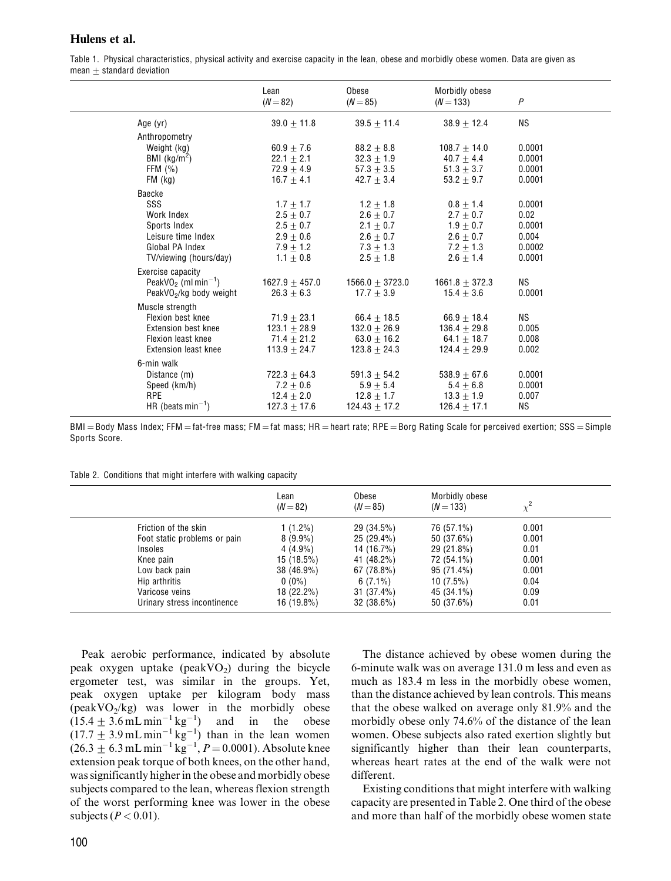Table 1. Physical characteristics, physical activity and exercise capacity in the lean, obese and morbidly obese women. Data are given as mean ± standard deviation

| | Lean ($N = 82$) | Obese ($N = 85$) | Morbidly obese ($N = 133$) | $P$ |
|---|---|---|---|---|
| Age (yr) | $39.0 \pm 11.8$ | $39.5 \pm 11.4$ | $38.9 \pm 12.4$ | NS |
| Anthropometry | | | | |
| Weight (kg) | $60.9 \pm 7.6$ | $88.2 \pm 8.8$ | $108.7 \pm 14.0$ | 0.0001 |
| BMI (kg/m$^2$) | $22.1 \pm 2.1$ | $32.3 \pm 1.9$ | $40.7 \pm 4.4$ | 0.0001 |
| FFM (%) | $72.9 \pm 4.9$ | $57.3 \pm 3.5$ | $51.3 \pm 3.7$ | 0.0001 |
| FM (kg) | $16.7 \pm 4.1$ | $42.7 \pm 3.4$ | $53.2 \pm 9.7$ | 0.0001 |
| Baecke | | | | |
| SSS | $1.7 \pm 1.7$ | $1.2 \pm 1.8$ | $0.8 \pm 1.4$ | 0.0001 |
| Work Index | $2.5 \pm 0.7$ | $2.6 \pm 0.7$ | $2.7 \pm 0.7$ | 0.02 |
| Sports Index | $2.5 \pm 0.7$ | $2.1 \pm 0.7$ | $1.9 \pm 0.7$ | 0.0001 |
| Leisure time Index | $2.9 \pm 0.6$ | $2.6 \pm 0.7$ | $2.6 \pm 0.7$ | 0.004 |
| Global PA Index | $7.9 \pm 1.2$ | $7.3 \pm 1.3$ | $7.2 \pm 1.3$ | 0.0002 |
| TV/viewing (hours/day) | $1.1 \pm 0.8$ | $2.5 \pm 1.8$ | $2.6 \pm 1.4$ | 0.0001 |
| Exercise capacity | | | | |
| PeakVO$_2$ (ml min$^{-1}$) | $1627.9 \pm 457.0$ | $1566.0 \pm 3723.0$ | $1661.8 \pm 372.3$ | NS |
| PeakVO$_2$/kg body weight | $26.3 \pm 6.3$ | $17.7 \pm 3.9$ | $15.4 \pm 3.6$ | 0.0001 |
| Muscle strength | | | | |
| Flexion best knee | $71.9 \pm 23.1$ | $66.4 \pm 18.5$ | $66.9 \pm 18.4$ | NS |
| Extension best knee | $123.1 \pm 28.9$ | $132.0 \pm 26.9$ | $136.4 \pm 29.8$ | 0.005 |
| Flexion least knee | $71.4 \pm 21.2$ | $63.0 \pm 16.2$ | $64.1 \pm 18.7$ | 0.008 |
| Extension least knee | $113.9 \pm 24.7$ | $123.8 \pm 24.3$ | $124.4 \pm 29.9$ | 0.002 |
| 6-min walk | | | | |
| Distance (m) | $722.3 \pm 64.3$ | $591.3 \pm 54.2$ | $538.9 \pm 67.6$ | 0.0001 |
| Speed (km/h) | $7.2 \pm 0.6$ | $5.9 \pm 5.4$ | $5.4 \pm 6.8$ | 0.0001 |
| RPE | $12.4 \pm 2.0$ | $12.8 \pm 1.7$ | $13.3 \pm 1.9$ | 0.007 |
| HR (beats min$^{-1}$) | $127.3 \pm 17.6$ | $124.43 \pm 17.2$ | $126.4 \pm 17.1$ | NS |

BMI = Body Mass Index; FFM = fat-free mass; FM = fat mass; HR = heart rate; RPE = Borg Rating Scale for perceived exertion; SSS = Simple Sports Score.

Table 2. Conditions that might interfere with walking capacity

| | Lean ($N = 82$) | Obese ($N = 85$) | Morbidly obese ($N = 133$) | $\chi^2$ |
|---|---|---|---|---|
| Friction of the skin | 1 (1.2%) | 29 (34.5%) | 76 (57.1%) | 0.001 |
| Foot static problems or pain | 8 (9.9%) | 25 (29.4%) | 50 (37.6%) | 0.001 |
| Insoles | 4 (4.9%) | 14 (16.7%) | 29 (21.8%) | 0.01 |
| Knee pain | 15 (18.5%) | 41 (48.2%) | 72 (54.1%) | 0.001 |
| Low back pain | 38 (46.9%) | 67 (78.8%) | 95 (71.4%) | 0.001 |
| Hip arthritis | 0 (0%) | 6 (7.1%) | 10 (7.5%) | 0.04 |
| Varicose veins | 18 (22.2%) | 31 (37.4%) | 45 (34.1%) | 0.09 |
| Urinary stress incontinence | 16 (19.8%) | 32 (38.6%) | 50 (37.6%) | 0.01 |

Peak aerobic performance, indicated by absolute peak oxygen uptake (peakVO$_2$) during the bicycle ergometer test, was similar in the groups. Yet, peak oxygen uptake per kilogram body mass (peakVO$_2$/kg) was lower in the morbidly obese ($15.4 \pm 3.6\,\mathrm{mL\,min^{-1}\,kg^{-1}}$) and in the obese ($17.7 \pm 3.9\,\mathrm{mL\,min^{-1}\,kg^{-1}}$) than in the lean women ($26.3 \pm 6.3\,\mathrm{mL\,min^{-1}\,kg^{-1}}$, $P = 0.0001$). Absolute knee extension peak torque of both knees, on the other hand, was significantly higher in the obese and morbidly obese subjects compared to the lean, whereas flexion strength of the worst performing knee was lower in the obese subjects ($P < 0.01$).

The distance achieved by obese women during the 6-minute walk was on average 131.0 m less and even as much as 183.4 m less in the morbidly obese women, than the distance achieved by lean controls. This means that the obese walked on average only 81.9% and the morbidly obese only 74.6% of the distance of the lean women. Obese subjects also rated exertion slightly but significantly higher than their lean counterparts, whereas heart rates at the end of the walk were not different.

Existing conditions that might interfere with walking capacity are presented in Table 2. One third of the obese and more than half of the morbidly obese women state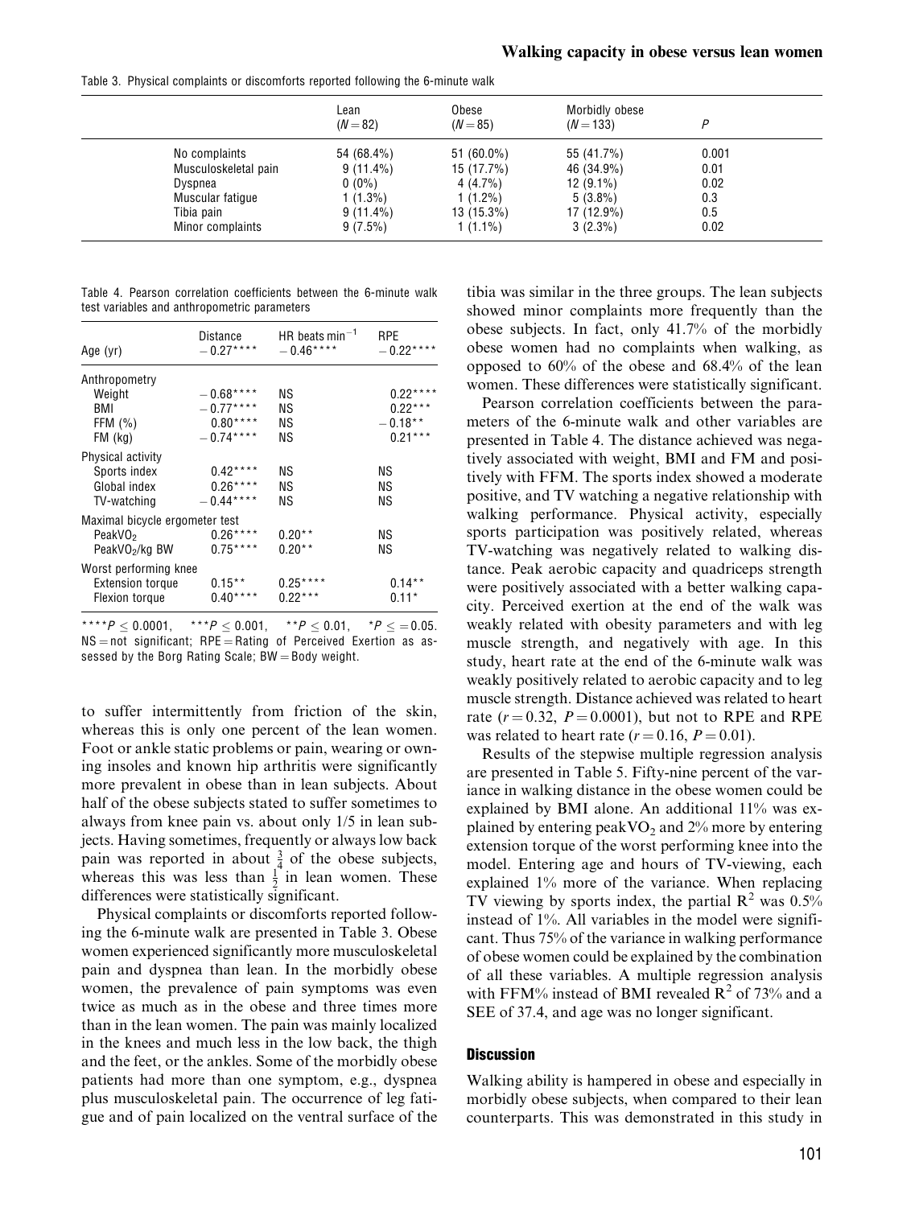Table 3. Physical complaints or discomforts reported following the 6-minute walk

| | Lean ($N = 82$) | Obese ($N = 85$) | Morbidly obese ($N = 133$) | $P$ |
|---|---|---|---|---|
| No complaints | 54 (68.4%) | 51 (60.0%) | 55 (41.7%) | 0.001 |
| Musculoskeletal pain | 9 (11.4%) | 15 (17.7%) | 46 (34.9%) | 0.01 |
| Dyspnea | 0 (0%) | 4 (4.7%) | 12 (9.1%) | 0.02 |
| Muscular fatigue | 1 (1.3%) | 1 (1.2%) | 5 (3.8%) | 0.3 |
| Tibia pain | 9 (11.4%) | 13 (15.3%) | 17 (12.9%) | 0.5 |
| Minor complaints | 9 (7.5%) | 1 (1.1%) | 3 (2.3%) | 0.02 |

Table 4. Pearson correlation coefficients between the 6-minute walk test variables and anthropometric parameters

| Age (yr) | Distance −0.27**** | HR beats $min^{-1}$ −0.46**** | RPE −0.22**** |
|---|---|---|---|
| Anthropometry | | | |
| Weight | −0.68**** | NS | 0.22**** |
| BMI | −0.77**** | NS | 0.22*** |
| FFM (%) | 0.80**** | NS | −0.18** |
| FM (kg) | −0.74**** | NS | 0.21*** |
| Physical activity | | | |
| Sports index | 0.42**** | NS | NS |
| Global index | 0.26**** | NS | NS |
| TV-watching | −0.44**** | NS | NS |
| Maximal bicycle ergometer test | | | |
| $PeakVO_2$ | 0.26**** | 0.20** | NS |
| $PeakVO_2$/kg BW | 0.75**** | 0.20** | NS |
| Worst performing knee | | | |
| Extension torque | 0.15** | 0.25**** | 0.14** |
| Flexion torque | 0.40**** | 0.22*** | 0.11* |

****$P \leq 0.0001$, ***$P \leq 0.001$, **$P \leq 0.01$, *$P \leq = 0.05$. NS = not significant; RPE = Rating of Perceived Exertion as assessed by the Borg Rating Scale; BW = Body weight.

to suffer intermittently from friction of the skin, whereas this is only one percent of the lean women. Foot or ankle static problems or pain, wearing or owning insoles and known hip arthritis were significantly more prevalent in obese than in lean subjects. About half of the obese subjects stated to suffer sometimes to always from knee pain vs. about only 1/5 in lean subjects. Having sometimes, frequently or always low back pain was reported in about $\frac{3}{4}$ of the obese subjects, whereas this was less than $\frac{1}{2}$ in lean women. These differences were statistically significant.

Physical complaints or discomforts reported following the 6-minute walk are presented in Table 3. Obese women experienced significantly more musculoskeletal pain and dyspnea than lean. In the morbidly obese women, the prevalence of pain symptoms was even twice as much as in the obese and three times more than in the lean women. The pain was mainly localized in the knees and much less in the low back, the thigh and the feet, or the ankles. Some of the morbidly obese patients had more than one symptom, e.g., dyspnea plus musculoskeletal pain. The occurrence of leg fatigue and of pain localized on the ventral surface of the tibia was similar in the three groups. The lean subjects showed minor complaints more frequently than the obese subjects. In fact, only 41.7% of the morbidly obese women had no complaints when walking, as opposed to 60% of the obese and 68.4% of the lean women. These differences were statistically significant.

Pearson correlation coefficients between the parameters of the 6-minute walk and other variables are presented in Table 4. The distance achieved was negatively associated with weight, BMI and FM and positively with FFM. The sports index showed a moderate positive, and TV watching a negative relationship with walking performance. Physical activity, especially sports participation was positively related, whereas TV-watching was negatively related to walking distance. Peak aerobic capacity and quadriceps strength were positively associated with a better walking capacity. Perceived exertion at the end of the walk was weakly related with obesity parameters and with leg muscle strength, and negatively with age. In this study, heart rate at the end of the 6-minute walk was weakly positively related to aerobic capacity and to leg muscle strength. Distance achieved was related to heart rate ($r = 0.32$, $P = 0.0001$), but not to RPE and RPE was related to heart rate ($r = 0.16$, $P = 0.01$).

Results of the stepwise multiple regression analysis are presented in Table 5. Fifty-nine percent of the variance in walking distance in the obese women could be explained by BMI alone. An additional 11% was explained by entering peak$VO_2$ and 2% more by entering extension torque of the worst performing knee into the model. Entering age and hours of TV-viewing, each explained 1% more of the variance. When replacing TV viewing by sports index, the partial $R^2$ was 0.5% instead of 1%. All variables in the model were significant. Thus 75% of the variance in walking performance of obese women could be explained by the combination of all these variables. A multiple regression analysis with FFM% instead of BMI revealed $R^2$ of 73% and a SEE of 37.4, and age was no longer significant.

## Discussion

Walking ability is hampered in obese and especially in morbidly obese subjects, when compared to their lean counterparts. This was demonstrated in this study in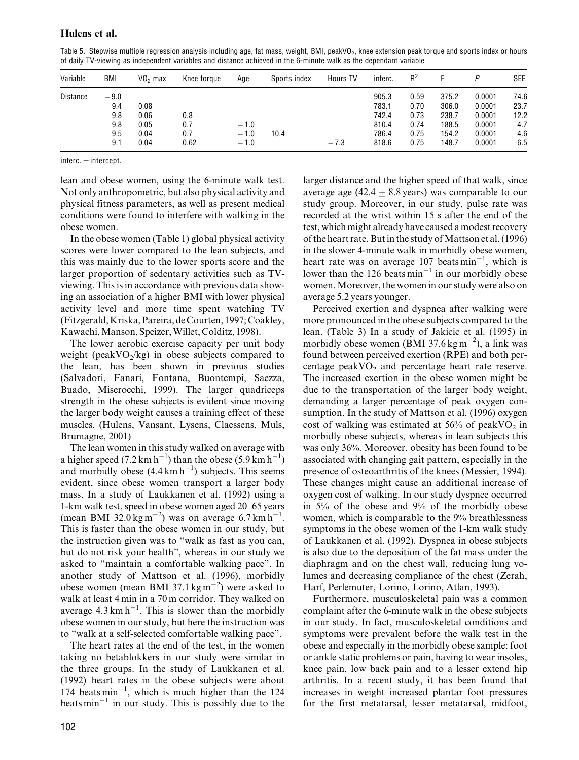Table 5. Stepwise multiple regression analysis including age, fat mass, weight, BMI, peakVO$_2$, knee extension peak torque and sports index or hours of daily TV-viewing as independent variables and distance achieved in the 6-minute walk as the dependant variable

| Variable | BMI | VO$_2$ max | Knee torque | Age | Sports index | Hours TV | interc. | $R^2$ | F | P | SEE |
|---|---|---|---|---|---|---|---|---|---|---|---|
| Distance | −9.0 | | | | | | 905.3 | 0.59 | 375.2 | 0.0001 | 74.6 |
| | 9.4 | 0.08 | | | | | 783.1 | 0.70 | 306.0 | 0.0001 | 23.7 |
| | 9.8 | 0.06 | 0.8 | | | | 742.4 | 0.73 | 238.7 | 0.0001 | 12.2 |
| | 9.8 | 0.05 | 0.7 | −1.0 | | | 810.4 | 0.74 | 188.5 | 0.0001 | 4.7 |
| | 9.5 | 0.04 | 0.7 | −1.0 | 10.4 | | 786.4 | 0.75 | 154.2 | 0.0001 | 4.6 |
| | 9.1 | 0.04 | 0.62 | −1.0 | | −7.3 | 818.6 | 0.75 | 148.7 | 0.0001 | 6.5 |

interc. = intercept.

lean and obese women, using the 6-minute walk test. Not only anthropometric, but also physical activity and physical fitness parameters, as well as present medical conditions were found to interfere with walking in the obese women.

In the obese women (Table 1) global physical activity scores were lower compared to the lean subjects, and this was mainly due to the lower sports score and the larger proportion of sedentary activities such as TV-viewing. This is in accordance with previous data showing an association of a higher BMI with lower physical activity level and more time spent watching TV (Fitzgerald, Kriska, Pareira, de Courten, 1997; Coakley, Kawachi, Manson, Speizer, Willet, Colditz, 1998).

The lower aerobic exercise capacity per unit body weight (peakVO$_2$/kg) in obese subjects compared to the lean, has been shown in previous studies (Salvadori, Fanari, Fontana, Buontempi, Saezza, Buado, Miserocchi, 1999). The larger quadriceps strength in the obese subjects is evident since moving the larger body weight causes a training effect of these muscles. (Hulens, Vansant, Lysens, Claessens, Muls, Brumagne, 2001)

The lean women in this study walked on average with a higher speed (7.2 km h$^{-1}$) than the obese (5.9 km h$^{-1}$) and morbidly obese (4.4 km h$^{-1}$) subjects. This seems evident, since obese women transport a larger body mass. In a study of Laukkanen et al. (1992) using a 1-km walk test, speed in obese women aged 20–65 years (mean BMI 32.0 kg m$^{-2}$) was on average 6.7 km h$^{-1}$. This is faster than the obese women in our study, but the instruction given was to "walk as fast as you can, but do not risk your health", whereas in our study we asked to "maintain a comfortable walking pace". In another study of Mattson et al. (1996), morbidly obese women (mean BMI 37.1 kg m$^{-2}$) were asked to walk at least 4 min in a 70 m corridor. They walked on average 4.3 km h$^{-1}$. This is slower than the morbidly obese women in our study, but here the instruction was to "walk at a self-selected comfortable walking pace".

The heart rates at the end of the test, in the women taking no betablokkers in our study were similar in the three groups. In the study of Laukkanen et al. (1992) heart rates in the obese subjects were about 174 beats min$^{-1}$, which is much higher than the 124 beats min$^{-1}$ in our study. This is possibly due to the larger distance and the higher speed of that walk, since average age (42.4 ± 8.8 years) was comparable to our study group. Moreover, in our study, pulse rate was recorded at the wrist within 15 s after the end of the test, which might already have caused a modest recovery of the heart rate. But in the study of Mattson et al. (1996) in the slower 4-minute walk in morbidly obese women, heart rate was on average 107 beats min$^{-1}$, which is lower than the 126 beats min$^{-1}$ in our morbidly obese women. Moreover, the women in our study were also on average 5.2 years younger.

Perceived exertion and dyspnea after walking were more pronounced in the obese subjects compared to the lean. (Table 3) In a study of Jakicic et al. (1995) in morbidly obese women (BMI 37.6 kg m$^{-2}$), a link was found between perceived exertion (RPE) and both percentage peakVO$_2$ and percentage heart rate reserve. The increased exertion in the obese women might be due to the transportation of the larger body weight, demanding a larger percentage of peak oxygen consumption. In the study of Mattson et al. (1996) oxygen cost of walking was estimated at 56% of peakVO$_2$ in morbidly obese subjects, whereas in lean subjects this was only 36%. Moreover, obesity has been found to be associated with changing gait pattern, especially in the presence of osteoarthritis of the knees (Messier, 1994). These changes might cause an additional increase of oxygen cost of walking. In our study dyspnee occurred in 5% of the obese and 9% of the morbidly obese women, which is comparable to the 9% breathlessness symptoms in the obese women of the 1-km walk study of Laukkanen et al. (1992). Dyspnea in obese subjects is also due to the deposition of the fat mass under the diaphragm and on the chest wall, reducing lung volumes and decreasing compliance of the chest (Zerah, Harf, Perlemuter, Lorino, Lorino, Atlan, 1993).

Furthermore, musculoskeletal pain was a common complaint after the 6-minute walk in the obese subjects in our study. In fact, musculoskeletal conditions and symptoms were prevalent before the walk test in the obese and especially in the morbidly obese sample: foot or ankle static problems or pain, having to wear insoles, knee pain, low back pain and to a lesser extend hip arthritis. In a recent study, it has been found that increases in weight increased plantar foot pressures for the first metatarsal, lesser metatarsal, midfoot,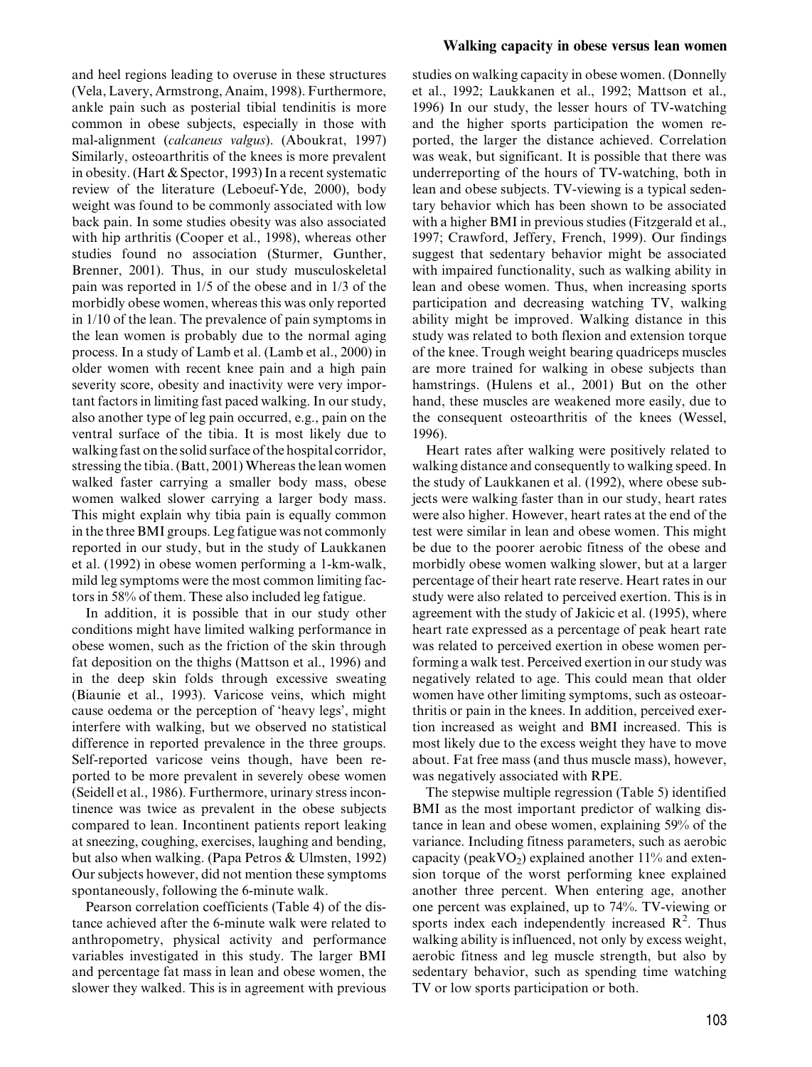and heel regions leading to overuse in these structures (Vela, Lavery, Armstrong, Anaim, 1998). Furthermore, ankle pain such as posterial tibial tendinitis is more common in obese subjects, especially in those with mal-alignment (*calcaneus valgus*). (Aboukrat, 1997) Similarly, osteoarthritis of the knees is more prevalent in obesity. (Hart & Spector, 1993) In a recent systematic review of the literature (Leboeuf-Yde, 2000), body weight was found to be commonly associated with low back pain. In some studies obesity was also associated with hip arthritis (Cooper et al., 1998), whereas other studies found no association (Sturmer, Gunther, Brenner, 2001). Thus, in our study musculoskeletal pain was reported in 1/5 of the obese and in 1/3 of the morbidly obese women, whereas this was only reported in 1/10 of the lean. The prevalence of pain symptoms in the lean women is probably due to the normal aging process. In a study of Lamb et al. (Lamb et al., 2000) in older women with recent knee pain and a high pain severity score, obesity and inactivity were very important factors in limiting fast paced walking. In our study, also another type of leg pain occurred, e.g., pain on the ventral surface of the tibia. It is most likely due to walking fast on the solid surface of the hospital corridor, stressing the tibia. (Batt, 2001) Whereas the lean women walked faster carrying a smaller body mass, obese women walked slower carrying a larger body mass. This might explain why tibia pain is equally common in the three BMI groups. Leg fatigue was not commonly reported in our study, but in the study of Laukkanen et al. (1992) in obese women performing a 1-km-walk, mild leg symptoms were the most common limiting factors in 58% of them. These also included leg fatigue.

In addition, it is possible that in our study other conditions might have limited walking performance in obese women, such as the friction of the skin through fat deposition on the thighs (Mattson et al., 1996) and in the deep skin folds through excessive sweating (Biaunie et al., 1993). Varicose veins, which might cause oedema or the perception of 'heavy legs', might interfere with walking, but we observed no statistical difference in reported prevalence in the three groups. Self-reported varicose veins though, have been reported to be more prevalent in severely obese women (Seidell et al., 1986). Furthermore, urinary stress incontinence was twice as prevalent in the obese subjects compared to lean. Incontinent patients report leaking at sneezing, coughing, exercises, laughing and bending, but also when walking. (Papa Petros & Ulmsten, 1992) Our subjects however, did not mention these symptoms spontaneously, following the 6-minute walk.

Pearson correlation coefficients (Table 4) of the distance achieved after the 6-minute walk were related to anthropometry, physical activity and performance variables investigated in this study. The larger BMI and percentage fat mass in lean and obese women, the slower they walked. This is in agreement with previous studies on walking capacity in obese women. (Donnelly et al., 1992; Laukkanen et al., 1992; Mattson et al., 1996) In our study, the lesser hours of TV-watching and the higher sports participation the women reported, the larger the distance achieved. Correlation was weak, but significant. It is possible that there was underreporting of the hours of TV-watching, both in lean and obese subjects. TV-viewing is a typical sedentary behavior which has been shown to be associated with a higher BMI in previous studies (Fitzgerald et al., 1997; Crawford, Jeffery, French, 1999). Our findings suggest that sedentary behavior might be associated with impaired functionality, such as walking ability in lean and obese women. Thus, when increasing sports participation and decreasing watching TV, walking ability might be improved. Walking distance in this study was related to both flexion and extension torque of the knee. Trough weight bearing quadriceps muscles are more trained for walking in obese subjects than hamstrings. (Hulens et al., 2001) But on the other hand, these muscles are weakened more easily, due to the consequent osteoarthritis of the knees (Wessel, 1996).

Heart rates after walking were positively related to walking distance and consequently to walking speed. In the study of Laukkanen et al. (1992), where obese subjects were walking faster than in our study, heart rates were also higher. However, heart rates at the end of the test were similar in lean and obese women. This might be due to the poorer aerobic fitness of the obese and morbidly obese women walking slower, but at a larger percentage of their heart rate reserve. Heart rates in our study were also related to perceived exertion. This is in agreement with the study of Jakicic et al. (1995), where heart rate expressed as a percentage of peak heart rate was related to perceived exertion in obese women performing a walk test. Perceived exertion in our study was negatively related to age. This could mean that older women have other limiting symptoms, such as osteoarthritis or pain in the knees. In addition, perceived exertion increased as weight and BMI increased. This is most likely due to the excess weight they have to move about. Fat free mass (and thus muscle mass), however, was negatively associated with RPE.

The stepwise multiple regression (Table 5) identified BMI as the most important predictor of walking distance in lean and obese women, explaining 59% of the variance. Including fitness parameters, such as aerobic capacity (peak$VO_2$) explained another 11% and extension torque of the worst performing knee explained another three percent. When entering age, another one percent was explained, up to 74%. TV-viewing or sports index each independently increased $R^2$. Thus walking ability is influenced, not only by excess weight, aerobic fitness and leg muscle strength, but also by sedentary behavior, such as spending time watching TV or low sports participation or both.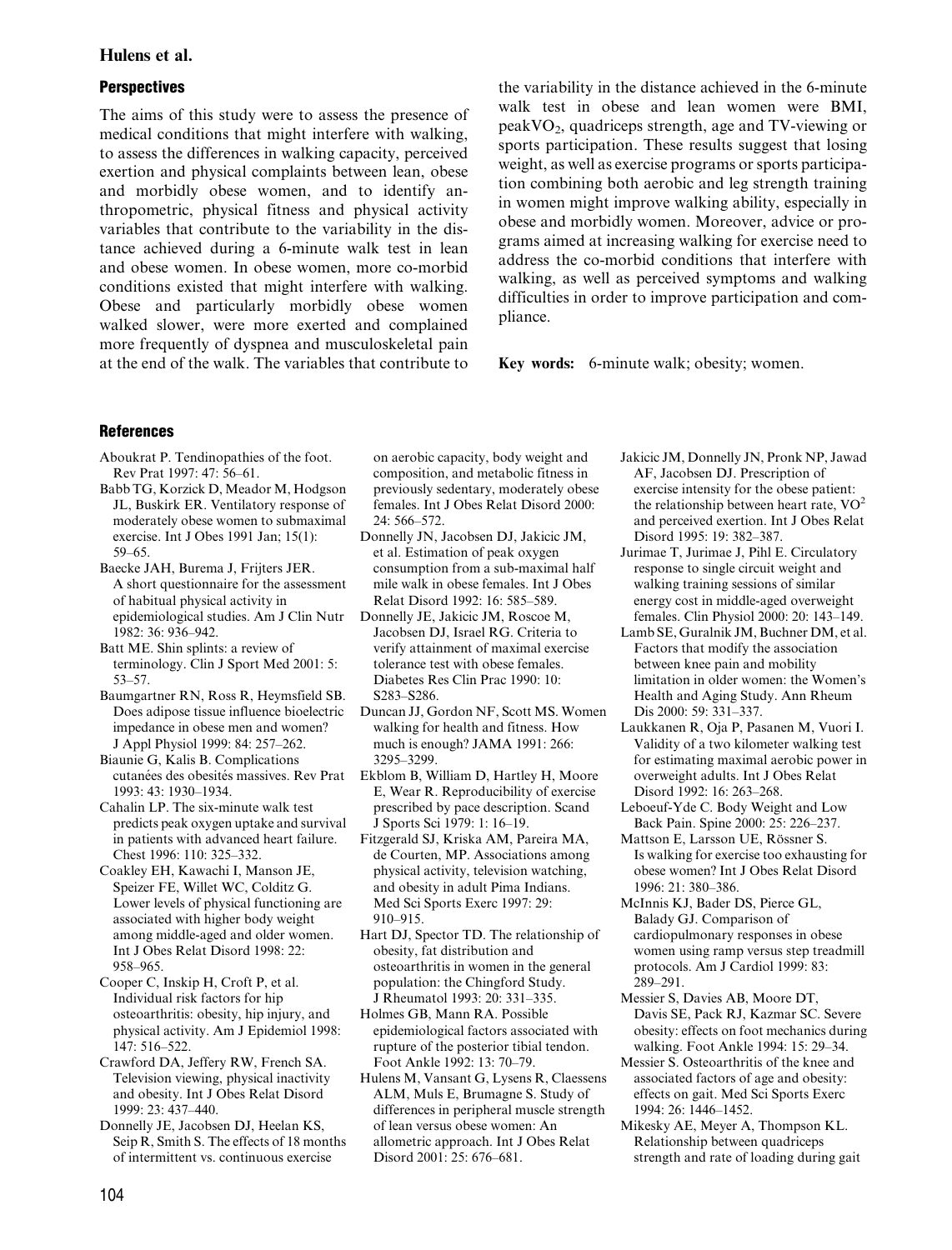## Perspectives

The aims of this study were to assess the presence of medical conditions that might interfere with walking, to assess the differences in walking capacity, perceived exertion and physical complaints between lean, obese and morbidly obese women, and to identify anthropometric, physical fitness and physical activity variables that contribute to the variability in the distance achieved during a 6-minute walk test in lean and obese women. In obese women, more co-morbid conditions existed that might interfere with walking. Obese and particularly morbidly obese women walked slower, were more exerted and complained more frequently of dyspnea and musculoskeletal pain at the end of the walk. The variables that contribute to the variability in the distance achieved in the 6-minute walk test in obese and lean women were BMI, peak$VO_2$, quadriceps strength, age and TV-viewing or sports participation. These results suggest that losing weight, as well as exercise programs or sports participation combining both aerobic and leg strength training in women might improve walking ability, especially in obese and morbidly women. Moreover, advice or programs aimed at increasing walking for exercise need to address the co-morbid conditions that interfere with walking, as well as perceived symptoms and walking difficulties in order to improve participation and compliance.

**Key words:** 6-minute walk; obesity; women.

## References

Aboukrat P. Tendinopathies of the foot. Rev Prat 1997: 47: 56–61.

Babb TG, Korzick D, Meador M, Hodgson JL, Buskirk ER. Ventilatory response of moderately obese women to submaximal exercise. Int J Obes 1991 Jan; 15(1): 59–65.

Baecke JAH, Burema J, Frijters JER. A short questionnaire for the assessment of habitual physical activity in epidemiological studies. Am J Clin Nutr 1982: 36: 936–942.

Batt ME. Shin splints: a review of terminology. Clin J Sport Med 2001: 5: 53–57.

Baumgartner RN, Ross R, Heymsfield SB. Does adipose tissue influence bioelectric impedance in obese men and women? J Appl Physiol 1999: 84: 257–262.

Biaunie G, Kalis B. Complications cutanées des obesités massives. Rev Prat 1993: 43: 1930–1934.

Cahalin LP. The six-minute walk test predicts peak oxygen uptake and survival in patients with advanced heart failure. Chest 1996: 110: 325–332.

Coakley EH, Kawachi I, Manson JE, Speizer FE, Willet WC, Colditz G. Lower levels of physical functioning are associated with higher body weight among middle-aged and older women. Int J Obes Relat Disord 1998: 22: 958–965.

Cooper C, Inskip H, Croft P, et al. Individual risk factors for hip osteoarthritis: obesity, hip injury, and physical activity. Am J Epidemiol 1998: 147: 516–522.

Crawford DA, Jeffery RW, French SA. Television viewing, physical inactivity and obesity. Int J Obes Relat Disord 1999: 23: 437–440.

Donnelly JE, Jacobsen DJ, Heelan KS, Seip R, Smith S. The effects of 18 months of intermittent vs. continuous exercise on aerobic capacity, body weight and composition, and metabolic fitness in previously sedentary, moderately obese females. Int J Obes Relat Disord 2000: 24: 566–572.

Donnelly JN, Jacobsen DJ, Jakicic JM, et al. Estimation of peak oxygen consumption from a sub-maximal half mile walk in obese females. Int J Obes Relat Disord 1992: 16: 585–589.

Donnelly JE, Jakicic JM, Roscoe M, Jacobsen DJ, Israel RG. Criteria to verify attainment of maximal exercise tolerance test with obese females. Diabetes Res Clin Prac 1990: 10: S283–S286.

Duncan JJ, Gordon NF, Scott MS. Women walking for health and fitness. How much is enough? JAMA 1991: 266: 3295–3299.

Ekblom B, William D, Hartley H, Moore E, Wear R. Reproducibility of exercise prescribed by pace description. Scand J Sports Sci 1979: 1: 16–19.

Fitzgerald SJ, Kriska AM, Pareira MA, de Courten, MP. Associations among physical activity, television watching, and obesity in adult Pima Indians. Med Sci Sports Exerc 1997: 29: 910–915.

Hart DJ, Spector TD. The relationship of obesity, fat distribution and osteoarthritis in women in the general population: the Chingford Study. J Rheumatol 1993: 20: 331–335.

Holmes GB, Mann RA. Possible epidemiological factors associated with rupture of the posterior tibial tendon. Foot Ankle 1992: 13: 70–79.

Hulens M, Vansant G, Lysens R, Claessens ALM, Muls E, Brumagne S. Study of differences in peripheral muscle strength of lean versus obese women: An allometric approach. Int J Obes Relat Disord 2001: 25: 676–681.

Jakicic JM, Donnelly JN, Pronk NP, Jawad AF, Jacobsen DJ. Prescription of exercise intensity for the obese patient: the relationship between heart rate, $VO^2$ and perceived exertion. Int J Obes Relat Disord 1995: 19: 382–387.

Jurimae T, Jurimae J, Pihl E. Circulatory response to single circuit weight and walking training sessions of similar energy cost in middle-aged overweight females. Clin Physiol 2000: 20: 143–149.

Lamb SE, Guralnik JM, Buchner DM, et al. Factors that modify the association between knee pain and mobility limitation in older women: the Women's Health and Aging Study. Ann Rheum Dis 2000: 59: 331–337.

Laukkanen R, Oja P, Pasanen M, Vuori I. Validity of a two kilometer walking test for estimating maximal aerobic power in overweight adults. Int J Obes Relat Disord 1992: 16: 263–268.

Leboeuf-Yde C. Body Weight and Low Back Pain. Spine 2000: 25: 226–237.

Mattson E, Larsson UE, Rössner S. Is walking for exercise too exhausting for obese women? Int J Obes Relat Disord 1996: 21: 380–386.

McInnis KJ, Bader DS, Pierce GL, Balady GJ. Comparison of cardiopulmonary responses in obese women using ramp versus step treadmill protocols. Am J Cardiol 1999: 83: 289–291.

Messier S, Davies AB, Moore DT, Davis SE, Pack RJ, Kazmar SC. Severe obesity: effects on foot mechanics during walking. Foot Ankle 1994: 15: 29–34.

Messier S. Osteoarthritis of the knee and associated factors of age and obesity: effects on gait. Med Sci Sports Exerc 1994: 26: 1446–1452.

Mikesky AE, Meyer A, Thompson KL. Relationship between quadriceps strength and rate of loading during gait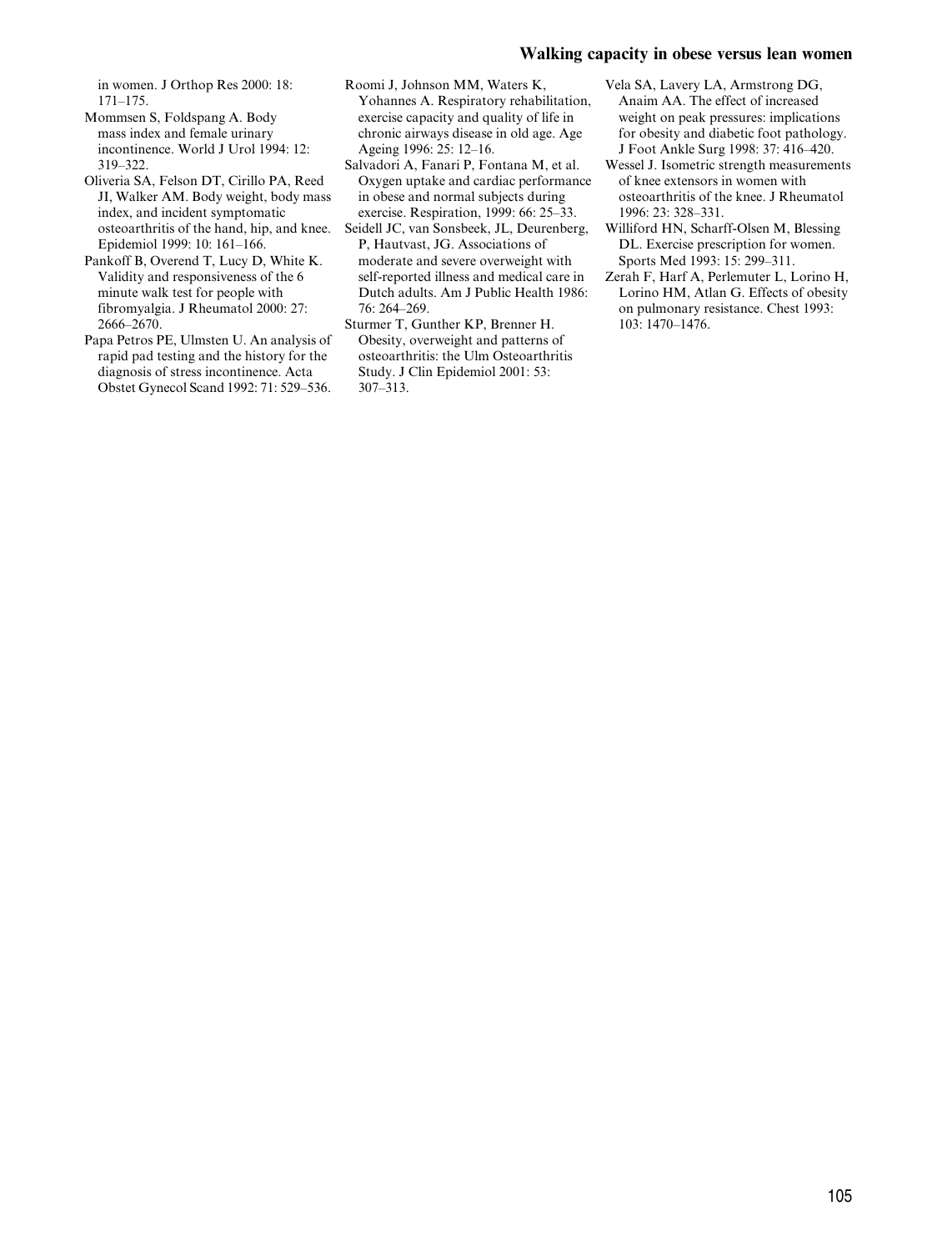in women. J Orthop Res 2000: 18: 171–175.

Mommsen S, Foldspang A. Body mass index and female urinary incontinence. World J Urol 1994: 12: 319–322.

Oliveria SA, Felson DT, Cirillo PA, Reed JI, Walker AM. Body weight, body mass index, and incident symptomatic osteoarthritis of the hand, hip, and knee. Epidemiol 1999: 10: 161–166.

Pankoff B, Overend T, Lucy D, White K. Validity and responsiveness of the 6 minute walk test for people with fibromyalgia. J Rheumatol 2000: 27: 2666–2670.

Papa Petros PE, Ulmsten U. An analysis of rapid pad testing and the history for the diagnosis of stress incontinence. Acta Obstet Gynecol Scand 1992: 71: 529–536.

Roomi J, Johnson MM, Waters K, Yohannes A. Respiratory rehabilitation, exercise capacity and quality of life in chronic airways disease in old age. Age Ageing 1996: 25: 12–16.

Salvadori A, Fanari P, Fontana M, et al. Oxygen uptake and cardiac performance in obese and normal subjects during exercise. Respiration, 1999: 66: 25–33.

Seidell JC, van Sonsbeek, JL, Deurenberg, P, Hautvast, JG. Associations of moderate and severe overweight with self-reported illness and medical care in Dutch adults. Am J Public Health 1986: 76: 264–269.

Sturmer T, Gunther KP, Brenner H. Obesity, overweight and patterns of osteoarthritis: the Ulm Osteoarthritis Study. J Clin Epidemiol 2001: 53: 307–313.

Vela SA, Lavery LA, Armstrong DG, Anaim AA. The effect of increased weight on peak pressures: implications for obesity and diabetic foot pathology. J Foot Ankle Surg 1998: 37: 416–420.

Wessel J. Isometric strength measurements of knee extensors in women with osteoarthritis of the knee. J Rheumatol 1996: 23: 328–331.

Williford HN, Scharff-Olsen M, Blessing DL. Exercise prescription for women. Sports Med 1993: 15: 299–311.

Zerah F, Harf A, Perlemuter L, Lorino H, Lorino HM, Atlan G. Effects of obesity on pulmonary resistance. Chest 1993: 103: 1470–1476.